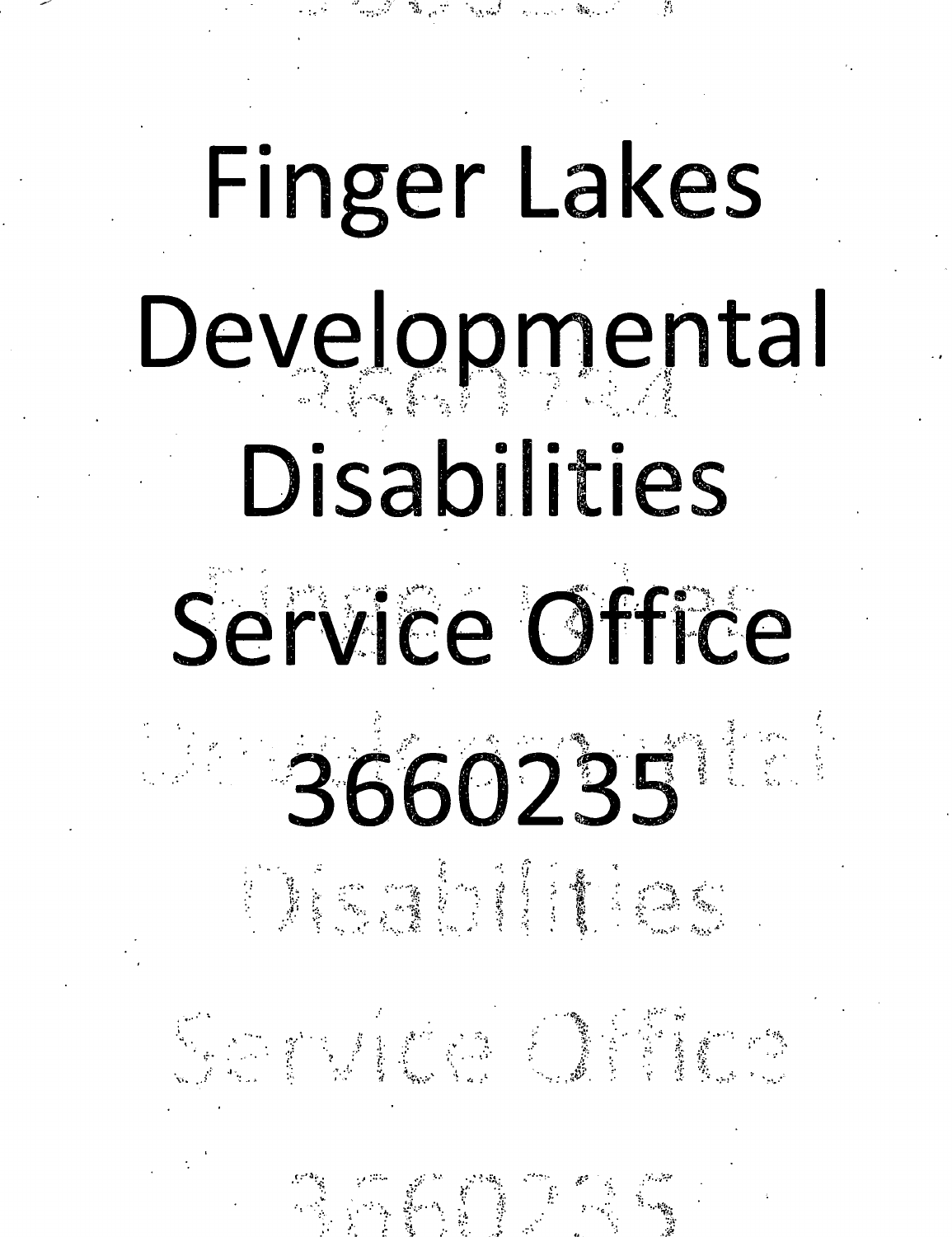# Finger Lakes Developmental Disabilities Service Office 3660235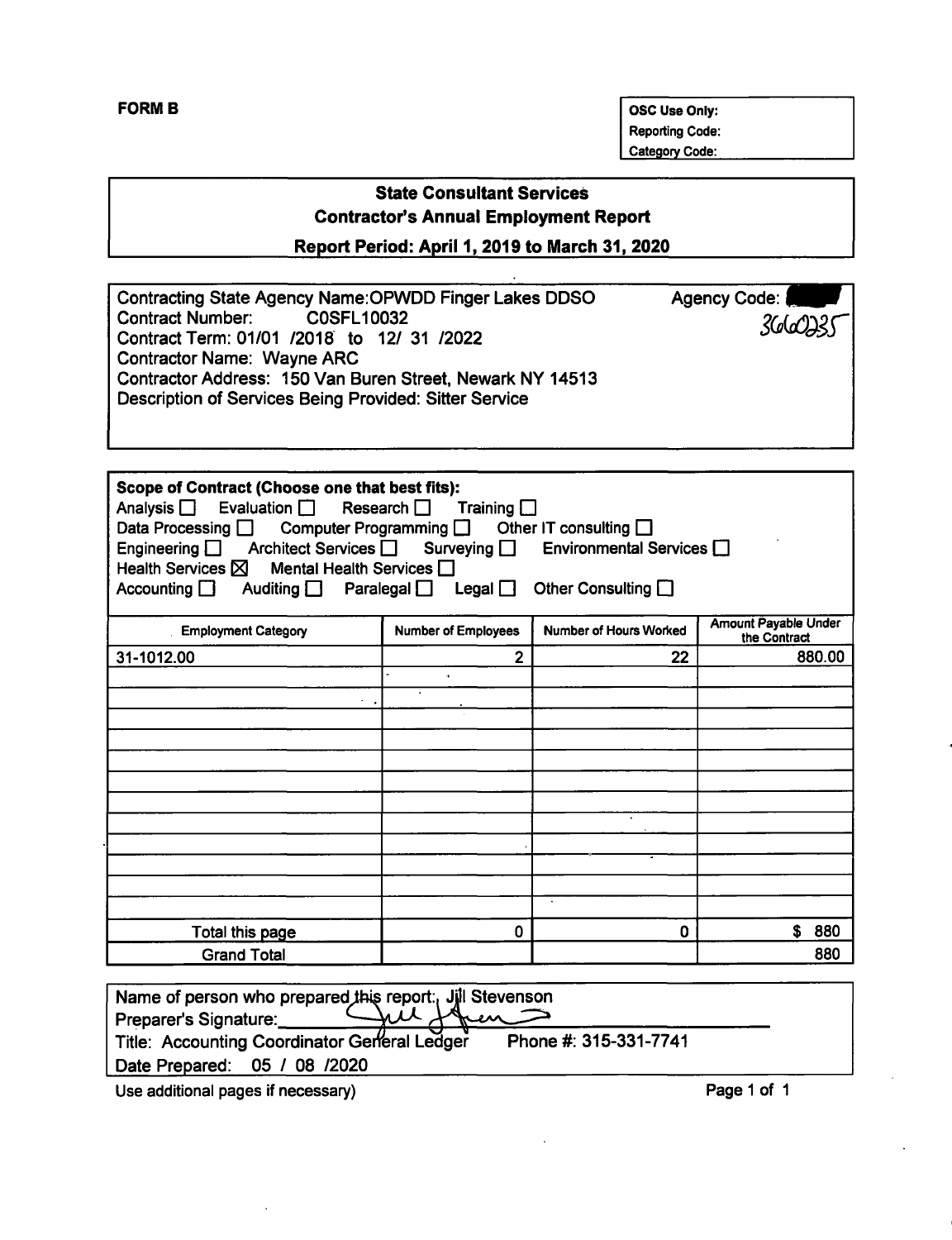**FORM B**

| OSC Use Only: |
|---|
| Reporting Code: |
| Category Code: |

## State Consultant Services
## Contractor's Annual Employment Report
## Report Period: April 1, 2019 to March 31, 2020

Contracting State Agency Name: OPWDD Finger Lakes DDSO    Agency Code: 3660235

Contract Number: C0SFL10032

Contract Term: 01/01 /2018 to 12/ 31 /2022

Contractor Name: Wayne ARC

Contractor Address: 150 Van Buren Street, Newark NY 14513

Description of Services Being Provided: Sitter Service

**Scope of Contract (Choose one that best fits):**

Analysis ☐ Evaluation ☐ Research ☐ Training ☐
Data Processing ☐ Computer Programming ☐ Other IT consulting ☐
Engineering ☐ Architect Services ☐ Surveying ☐ Environmental Services ☐
Health Services ☒ Mental Health Services ☐
Accounting ☐ Auditing ☐ Paralegal ☐ Legal ☐ Other Consulting ☐

| Employment Category | Number of Employees | Number of Hours Worked | Amount Payable Under the Contract |
|---|---|---|---|
| 31-1012.00 | 2 | 22 | 880.00 |
| | | | |
| | | | |
| | | | |
| | | | |
| | | | |
| | | | |
| | | | |
| | | | |
| | | | |
| | | | |
| | | | |
| | | | |
| Total this page | 0 | 0 | $ 880 |
| Grand Total | | | 880 |

Name of person who prepared this report: Jill Stevenson

Preparer's Signature: [signature]

Title: Accounting Coordinator General Ledger    Phone #: 315-331-7741

Date Prepared: 05 / 08 /2020

Use additional pages if necessary)